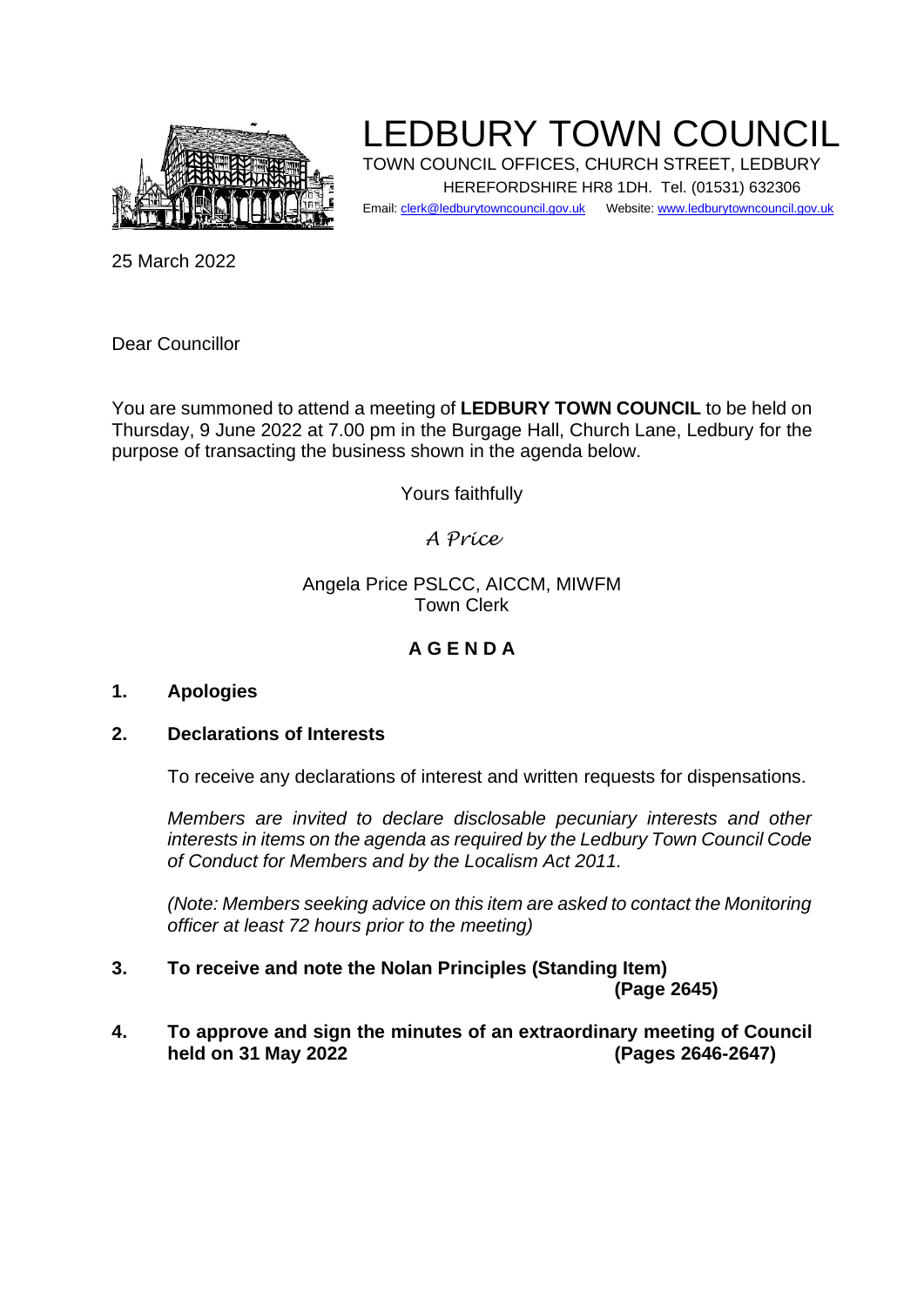# LEDBURY TOWN COUNCIL

TOWN COUNCIL OFFICES, CHURCH STREET, LEDBURY
HEREFORDSHIRE HR8 1DH. Tel. (01531) 632306
Email: clerk@ledburytowncouncil.gov.uk Website: www.ledburytowncouncil.gov.uk

25 March 2022

Dear Councillor

You are summoned to attend a meeting of **LEDBURY TOWN COUNCIL** to be held on Thursday, 9 June 2022 at 7.00 pm in the Burgage Hall, Church Lane, Ledbury for the purpose of transacting the business shown in the agenda below.

Yours faithfully

*A Price*

Angela Price PSLCC, AICCM, MIWFM
Town Clerk

## A G E N D A

**1. Apologies**

**2. Declarations of Interests**

To receive any declarations of interest and written requests for dispensations.

*Members are invited to declare disclosable pecuniary interests and other interests in items on the agenda as required by the Ledbury Town Council Code of Conduct for Members and by the Localism Act 2011.*

*(Note: Members seeking advice on this item are asked to contact the Monitoring officer at least 72 hours prior to the meeting)*

**3. To receive and note the Nolan Principles (Standing Item) (Page 2645)**

**4. To approve and sign the minutes of an extraordinary meeting of Council held on 31 May 2022 (Pages 2646-2647)**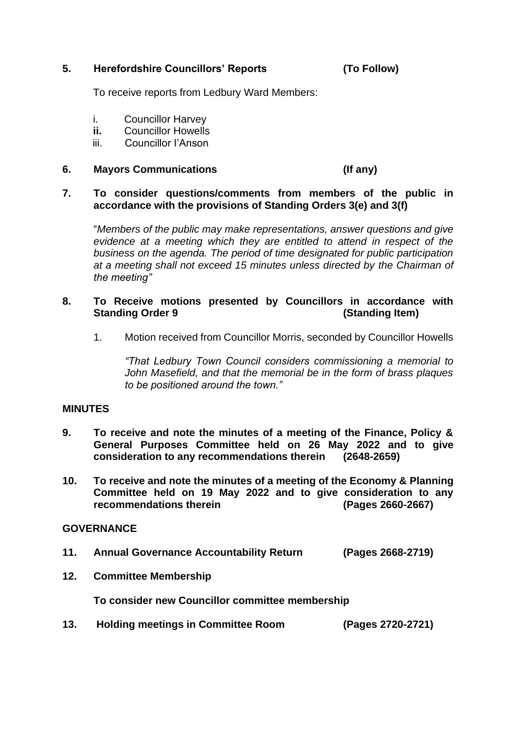**5. Herefordshire Councillors' Reports (To Follow)**

To receive reports from Ledbury Ward Members:

i. Councillor Harvey
**ii.** Councillor Howells
iii. Councillor I'Anson

**6. Mayors Communications (If any)**

**7. To consider questions/comments from members of the public in accordance with the provisions of Standing Orders 3(e) and 3(f)**

"*Members of the public may make representations, answer questions and give evidence at a meeting which they are entitled to attend in respect of the business on the agenda. The period of time designated for public participation at a meeting shall not exceed 15 minutes unless directed by the Chairman of the meeting"*

**8. To Receive motions presented by Councillors in accordance with Standing Order 9 (Standing Item)**

1. Motion received from Councillor Morris, seconded by Councillor Howells

   *"That Ledbury Town Council considers commissioning a memorial to John Masefield, and that the memorial be in the form of brass plaques to be positioned around the town."*

## MINUTES

**9. To receive and note the minutes of a meeting of the Finance, Policy & General Purposes Committee held on 26 May 2022 and to give consideration to any recommendations therein (2648-2659)**

**10. To receive and note the minutes of a meeting of the Economy & Planning Committee held on 19 May 2022 and to give consideration to any recommendations therein (Pages 2660-2667)**

## GOVERNANCE

**11. Annual Governance Accountability Return (Pages 2668-2719)**

**12. Committee Membership**

**To consider new Councillor committee membership**

**13. Holding meetings in Committee Room (Pages 2720-2721)**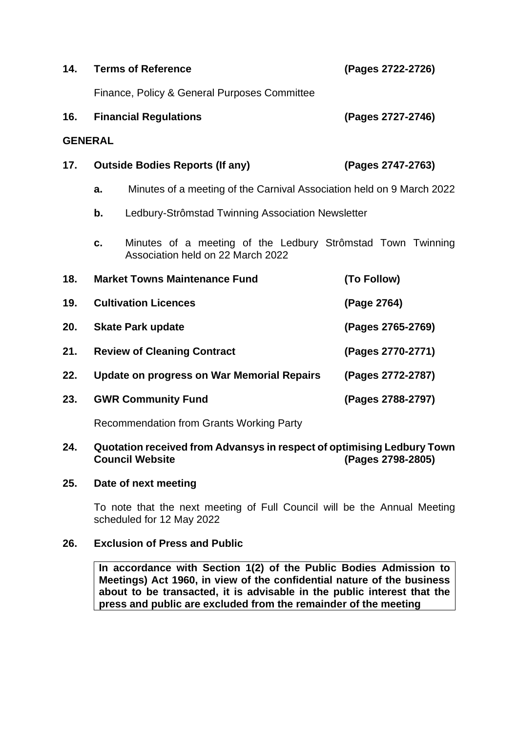**14. Terms of Reference** **(Pages 2722-2726)**

Finance, Policy & General Purposes Committee

**16. Financial Regulations** **(Pages 2727-2746)**

**GENERAL**

**17. Outside Bodies Reports (If any)** **(Pages 2747-2763)**

- **a.** Minutes of a meeting of the Carnival Association held on 9 March 2022
- **b.** Ledbury-Strômstad Twinning Association Newsletter
- **c.** Minutes of a meeting of the Ledbury Strômstad Town Twinning Association held on 22 March 2022

**18. Market Towns Maintenance Fund** **(To Follow)**

**19. Cultivation Licences** **(Page 2764)**

**20. Skate Park update** **(Pages 2765-2769)**

**21. Review of Cleaning Contract** **(Pages 2770-2771)**

**22. Update on progress on War Memorial Repairs** **(Pages 2772-2787)**

**23. GWR Community Fund** **(Pages 2788-2797)**

Recommendation from Grants Working Party

**24. Quotation received from Advansys in respect of optimising Ledbury Town Council Website** **(Pages 2798-2805)**

**25. Date of next meeting**

To note that the next meeting of Full Council will be the Annual Meeting scheduled for 12 May 2022

**26. Exclusion of Press and Public**

**In accordance with Section 1(2) of the Public Bodies Admission to Meetings) Act 1960, in view of the confidential nature of the business about to be transacted, it is advisable in the public interest that the press and public are excluded from the remainder of the meeting**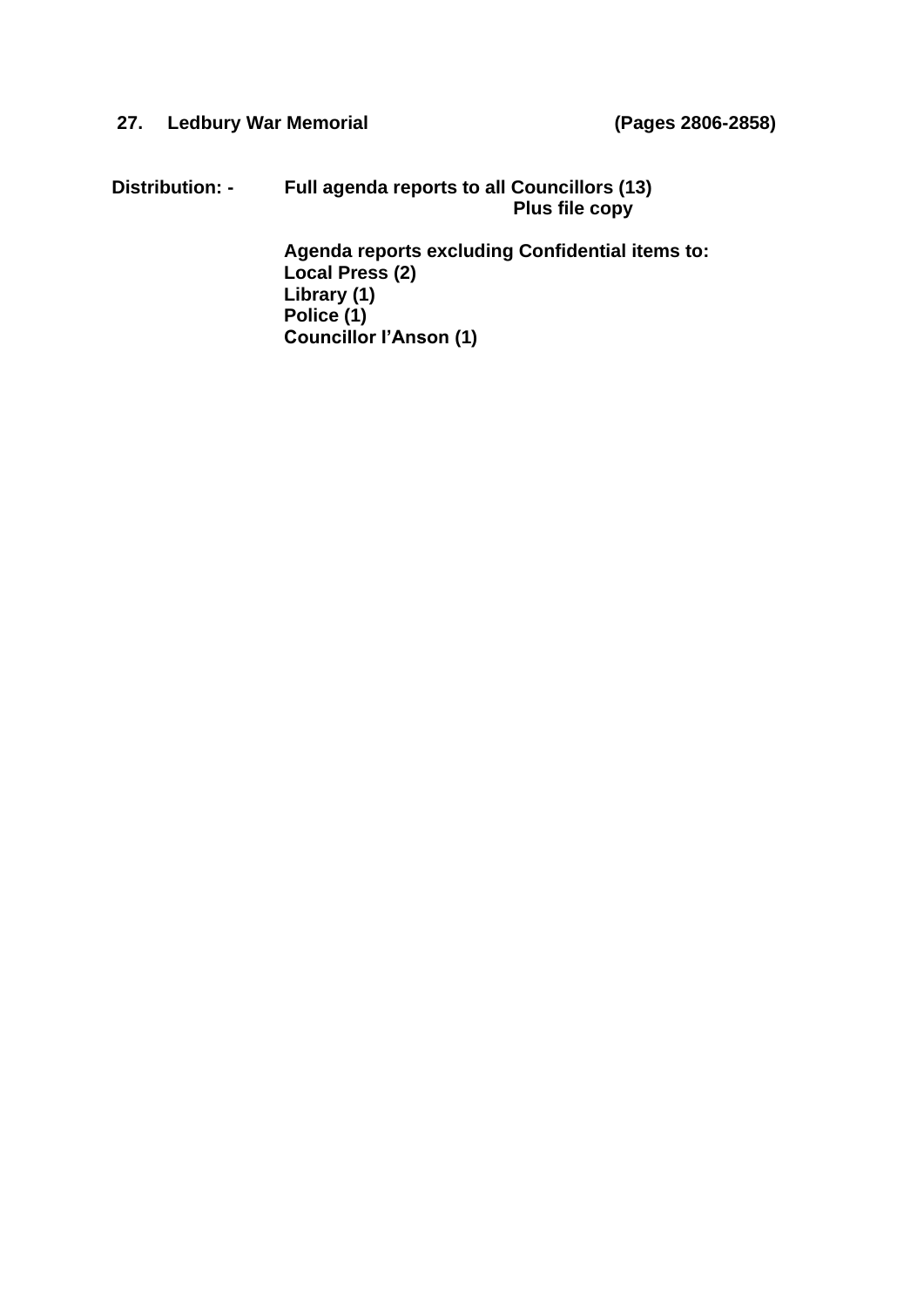**27. Ledbury War Memorial (Pages 2806-2858)**

**Distribution: -** **Full agenda reports to all Councillors (13)**
**Plus file copy**

**Agenda reports excluding Confidential items to:**
**Local Press (2)**
**Library (1)**
**Police (1)**
**Councillor I'Anson (1)**